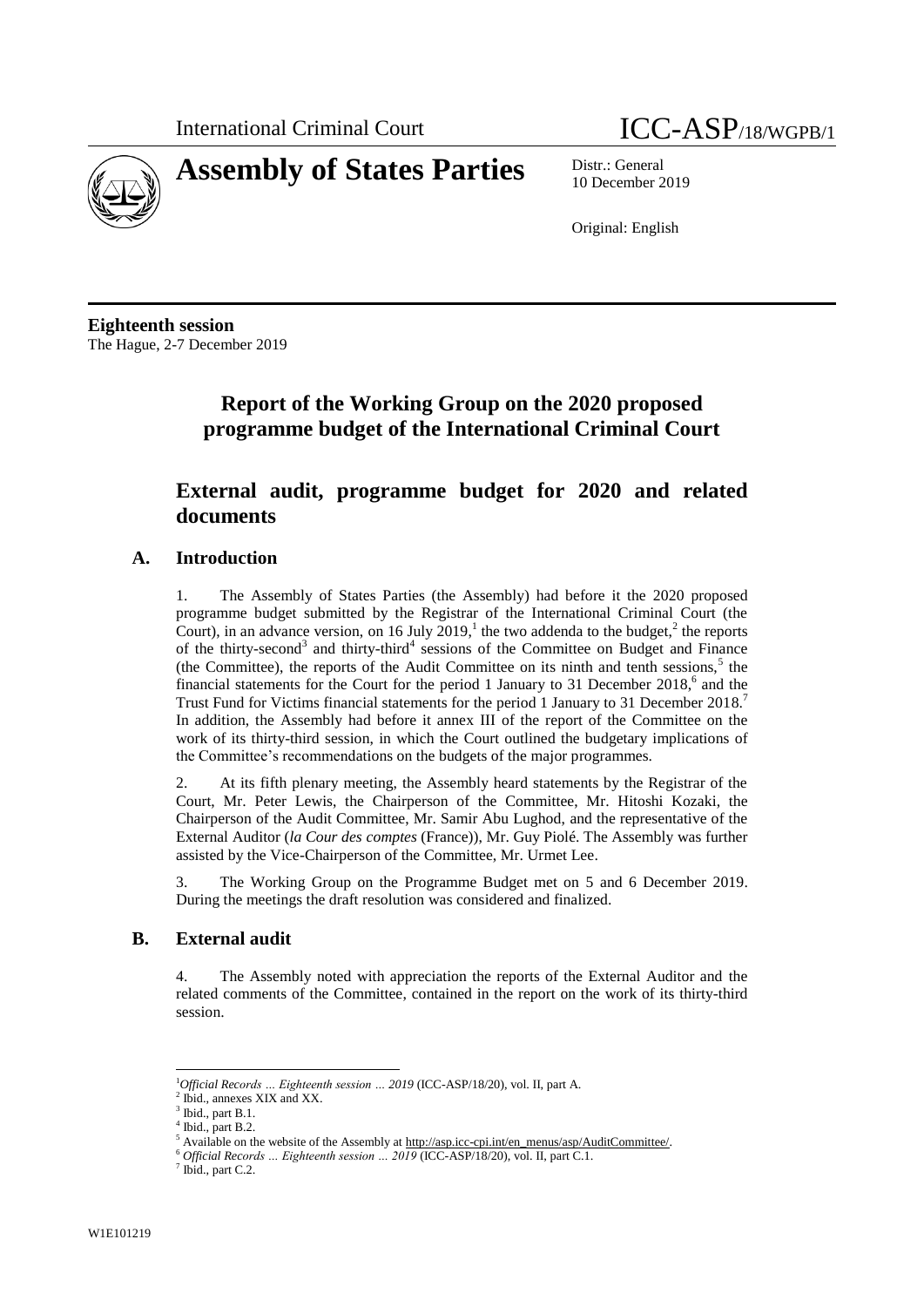International Criminal Court

# Assembly of States Parties

ICC-ASP/18/WGPB/1

Distr.: General
10 December 2019

Original: English

**Eighteenth session**
The Hague, 2-7 December 2019

# Report of the Working Group on the 2020 proposed programme budget of the International Criminal Court

## External audit, programme budget for 2020 and related documents

### A. Introduction

1. The Assembly of States Parties (the Assembly) had before it the 2020 proposed programme budget submitted by the Registrar of the International Criminal Court (the Court), in an advance version, on 16 July 2019,[1] the two addenda to the budget,[2] the reports of the thirty-second[3] and thirty-third[4] sessions of the Committee on Budget and Finance (the Committee), the reports of the Audit Committee on its ninth and tenth sessions,[5] the financial statements for the Court for the period 1 January to 31 December 2018,[6] and the Trust Fund for Victims financial statements for the period 1 January to 31 December 2018.[7] In addition, the Assembly had before it annex III of the report of the Committee on the work of its thirty-third session, in which the Court outlined the budgetary implications of the Committee's recommendations on the budgets of the major programmes.

2. At its fifth plenary meeting, the Assembly heard statements by the Registrar of the Court, Mr. Peter Lewis, the Chairperson of the Committee, Mr. Hitoshi Kozaki, the Chairperson of the Audit Committee, Mr. Samir Abu Lughod, and the representative of the External Auditor (*la Cour des comptes* (France)), Mr. Guy Piolé. The Assembly was further assisted by the Vice-Chairperson of the Committee, Mr. Urmet Lee.

3. The Working Group on the Programme Budget met on 5 and 6 December 2019. During the meetings the draft resolution was considered and finalized.

### B. External audit

4. The Assembly noted with appreciation the reports of the External Auditor and the related comments of the Committee, contained in the report on the work of its thirty-third session.

---

[1] *Official Records … Eighteenth session … 2019* (ICC-ASP/18/20), vol. II, part A.
[2] Ibid., annexes XIX and XX.
[3] Ibid., part B.1.
[4] Ibid., part B.2.
[5] Available on the website of the Assembly at http://asp.icc-cpi.int/en_menus/asp/AuditCommittee/.
[6] *Official Records … Eighteenth session … 2019* (ICC-ASP/18/20), vol. II, part C.1.
[7] Ibid., part C.2.

W1E101219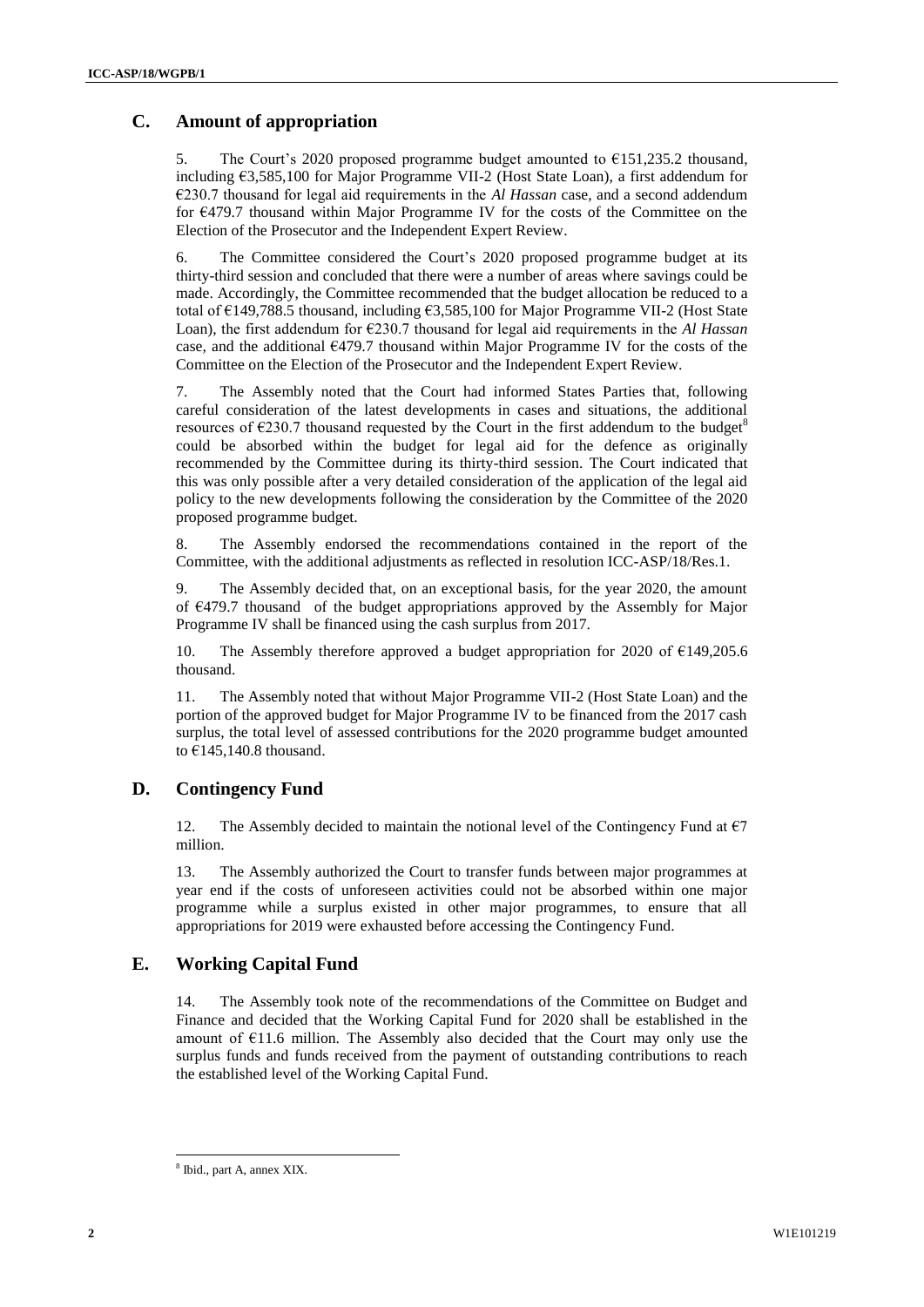## C. Amount of appropriation

5. The Court's 2020 proposed programme budget amounted to €151,235.2 thousand, including €3,585,100 for Major Programme VII-2 (Host State Loan), a first addendum for €230.7 thousand for legal aid requirements in the *Al Hassan* case, and a second addendum for €479.7 thousand within Major Programme IV for the costs of the Committee on the Election of the Prosecutor and the Independent Expert Review.

6. The Committee considered the Court's 2020 proposed programme budget at its thirty-third session and concluded that there were a number of areas where savings could be made. Accordingly, the Committee recommended that the budget allocation be reduced to a total of €149,788.5 thousand, including €3,585,100 for Major Programme VII-2 (Host State Loan), the first addendum for €230.7 thousand for legal aid requirements in the *Al Hassan* case, and the additional €479.7 thousand within Major Programme IV for the costs of the Committee on the Election of the Prosecutor and the Independent Expert Review.

7. The Assembly noted that the Court had informed States Parties that, following careful consideration of the latest developments in cases and situations, the additional resources of €230.7 thousand requested by the Court in the first addendum to the budget[8] could be absorbed within the budget for legal aid for the defence as originally recommended by the Committee during its thirty-third session. The Court indicated that this was only possible after a very detailed consideration of the application of the legal aid policy to the new developments following the consideration by the Committee of the 2020 proposed programme budget.

8. The Assembly endorsed the recommendations contained in the report of the Committee, with the additional adjustments as reflected in resolution ICC-ASP/18/Res.1.

9. The Assembly decided that, on an exceptional basis, for the year 2020, the amount of €479.7 thousand of the budget appropriations approved by the Assembly for Major Programme IV shall be financed using the cash surplus from 2017.

10. The Assembly therefore approved a budget appropriation for 2020 of €149,205.6 thousand.

11. The Assembly noted that without Major Programme VII-2 (Host State Loan) and the portion of the approved budget for Major Programme IV to be financed from the 2017 cash surplus, the total level of assessed contributions for the 2020 programme budget amounted to €145,140.8 thousand.

## D. Contingency Fund

12. The Assembly decided to maintain the notional level of the Contingency Fund at €7 million.

13. The Assembly authorized the Court to transfer funds between major programmes at year end if the costs of unforeseen activities could not be absorbed within one major programme while a surplus existed in other major programmes, to ensure that all appropriations for 2019 were exhausted before accessing the Contingency Fund.

## E. Working Capital Fund

14. The Assembly took note of the recommendations of the Committee on Budget and Finance and decided that the Working Capital Fund for 2020 shall be established in the amount of €11.6 million. The Assembly also decided that the Court may only use the surplus funds and funds received from the payment of outstanding contributions to reach the established level of the Working Capital Fund.

---

[8] Ibid., part A, annex XIX.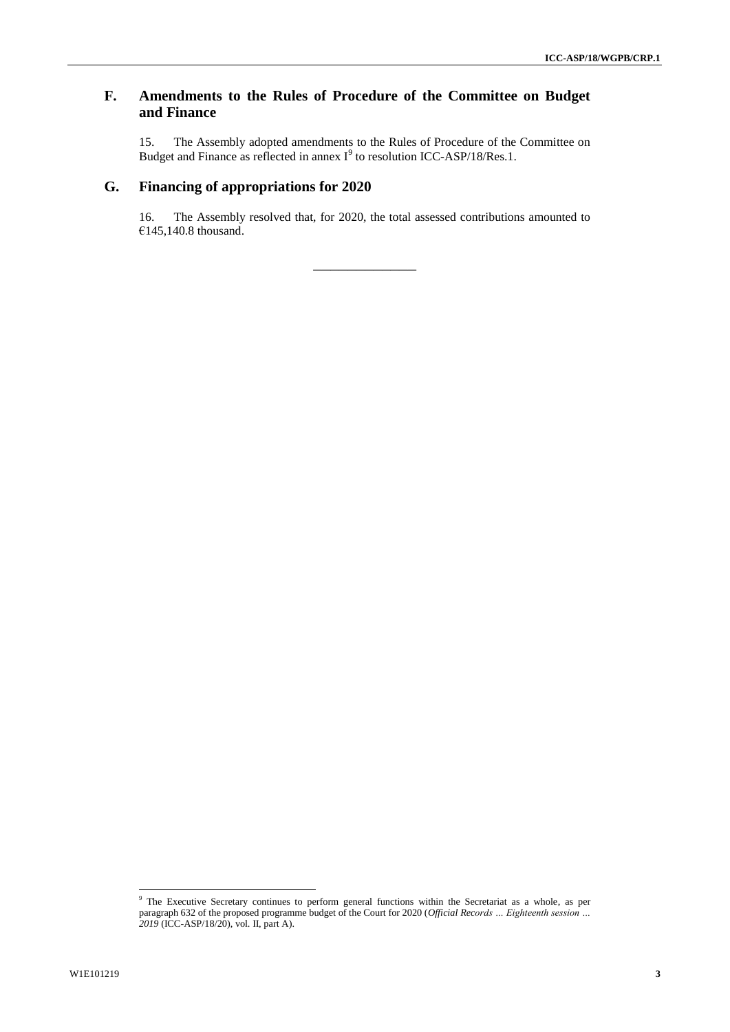## F. Amendments to the Rules of Procedure of the Committee on Budget and Finance

15. The Assembly adopted amendments to the Rules of Procedure of the Committee on Budget and Finance as reflected in annex I[9] to resolution ICC-ASP/18/Res.1.

## G. Financing of appropriations for 2020

16. The Assembly resolved that, for 2020, the total assessed contributions amounted to €145,140.8 thousand.

---

[9] The Executive Secretary continues to perform general functions within the Secretariat as a whole, as per paragraph 632 of the proposed programme budget of the Court for 2020 (*Official Records … Eighteenth session … 2019* (ICC-ASP/18/20), vol. II, part A).